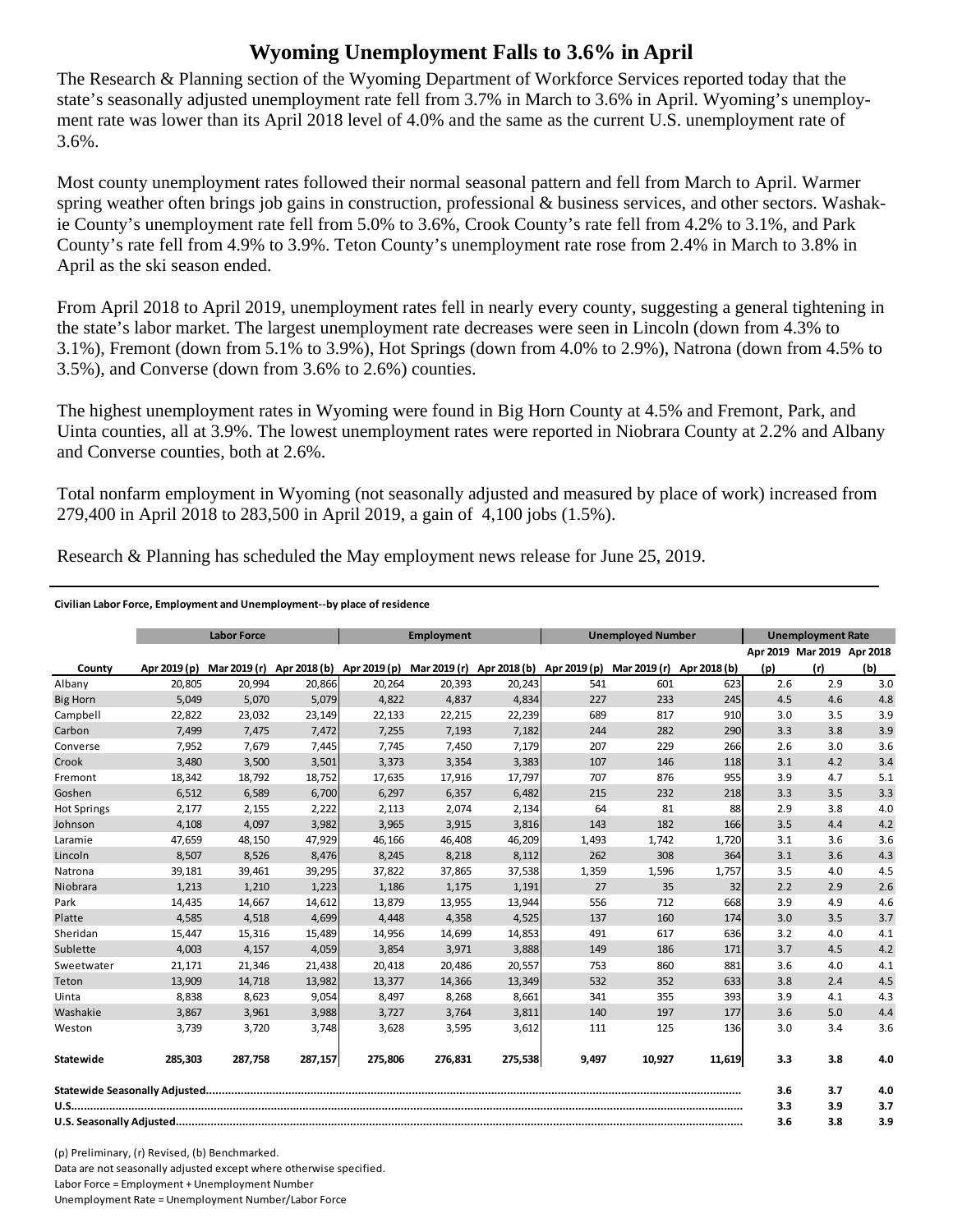# Wyoming Unemployment Falls to 3.6% in April

The Research & Planning section of the Wyoming Department of Workforce Services reported today that the state's seasonally adjusted unemployment rate fell from 3.7% in March to 3.6% in April. Wyoming's unemployment rate was lower than its April 2018 level of 4.0% and the same as the current U.S. unemployment rate of 3.6%.

Most county unemployment rates followed their normal seasonal pattern and fell from March to April. Warmer spring weather often brings job gains in construction, professional & business services, and other sectors. Washakie County's unemployment rate fell from 5.0% to 3.6%, Crook County's rate fell from 4.2% to 3.1%, and Park County's rate fell from 4.9% to 3.9%. Teton County's unemployment rate rose from 2.4% in March to 3.8% in April as the ski season ended.

From April 2018 to April 2019, unemployment rates fell in nearly every county, suggesting a general tightening in the state's labor market. The largest unemployment rate decreases were seen in Lincoln (down from 4.3% to 3.1%), Fremont (down from 5.1% to 3.9%), Hot Springs (down from 4.0% to 2.9%), Natrona (down from 4.5% to 3.5%), and Converse (down from 3.6% to 2.6%) counties.

The highest unemployment rates in Wyoming were found in Big Horn County at 4.5% and Fremont, Park, and Uinta counties, all at 3.9%. The lowest unemployment rates were reported in Niobrara County at 2.2% and Albany and Converse counties, both at 2.6%.

Total nonfarm employment in Wyoming (not seasonally adjusted and measured by place of work) increased from 279,400 in April 2018 to 283,500 in April 2019, a gain of 4,100 jobs (1.5%).

Research & Planning has scheduled the May employment news release for June 25, 2019.

**Civilian Labor Force, Employment and Unemployment--by place of residence**

| | Labor Force | | | Employment | | | Unemployed Number | | | Unemployment Rate | | |
|---|---|---|---|---|---|---|---|---|---|---|---|---|
| County | Apr 2019 (p) | Mar 2019 (r) | Apr 2018 (b) | Apr 2019 (p) | Mar 2019 (r) | Apr 2018 (b) | Apr 2019 (p) | Mar 2019 (r) | Apr 2018 (b) | Apr 2019 (p) | Mar 2019 (r) | Apr 2018 (b) |
| Albany | 20,805 | 20,994 | 20,866 | 20,264 | 20,393 | 20,243 | 541 | 601 | 623 | 2.6 | 2.9 | 3.0 |
| Big Horn | 5,049 | 5,070 | 5,079 | 4,822 | 4,837 | 4,834 | 227 | 233 | 245 | 4.5 | 4.6 | 4.8 |
| Campbell | 22,822 | 23,032 | 23,149 | 22,133 | 22,215 | 22,239 | 689 | 817 | 910 | 3.0 | 3.5 | 3.9 |
| Carbon | 7,499 | 7,475 | 7,472 | 7,255 | 7,193 | 7,182 | 244 | 282 | 290 | 3.3 | 3.8 | 3.9 |
| Converse | 7,952 | 7,679 | 7,445 | 7,745 | 7,450 | 7,179 | 207 | 229 | 266 | 2.6 | 3.0 | 3.6 |
| Crook | 3,480 | 3,500 | 3,501 | 3,373 | 3,354 | 3,383 | 107 | 146 | 118 | 3.1 | 4.2 | 3.4 |
| Fremont | 18,342 | 18,792 | 18,752 | 17,635 | 17,916 | 17,797 | 707 | 876 | 955 | 3.9 | 4.7 | 5.1 |
| Goshen | 6,512 | 6,589 | 6,700 | 6,297 | 6,357 | 6,482 | 215 | 232 | 218 | 3.3 | 3.5 | 3.3 |
| Hot Springs | 2,177 | 2,155 | 2,222 | 2,113 | 2,074 | 2,134 | 64 | 81 | 88 | 2.9 | 3.8 | 4.0 |
| Johnson | 4,108 | 4,097 | 3,982 | 3,965 | 3,915 | 3,816 | 143 | 182 | 166 | 3.5 | 4.4 | 4.2 |
| Laramie | 47,659 | 48,150 | 47,929 | 46,166 | 46,408 | 46,209 | 1,493 | 1,742 | 1,720 | 3.1 | 3.6 | 3.6 |
| Lincoln | 8,507 | 8,526 | 8,476 | 8,245 | 8,218 | 8,112 | 262 | 308 | 364 | 3.1 | 3.6 | 4.3 |
| Natrona | 39,181 | 39,461 | 39,295 | 37,822 | 37,865 | 37,538 | 1,359 | 1,596 | 1,757 | 3.5 | 4.0 | 4.5 |
| Niobrara | 1,213 | 1,210 | 1,223 | 1,186 | 1,175 | 1,191 | 27 | 35 | 32 | 2.2 | 2.9 | 2.6 |
| Park | 14,435 | 14,667 | 14,612 | 13,879 | 13,955 | 13,944 | 556 | 712 | 668 | 3.9 | 4.9 | 4.6 |
| Platte | 4,585 | 4,518 | 4,699 | 4,448 | 4,358 | 4,525 | 137 | 160 | 174 | 3.0 | 3.5 | 3.7 |
| Sheridan | 15,447 | 15,316 | 15,489 | 14,956 | 14,699 | 14,853 | 491 | 617 | 636 | 3.2 | 4.0 | 4.1 |
| Sublette | 4,003 | 4,157 | 4,059 | 3,854 | 3,971 | 3,888 | 149 | 186 | 171 | 3.7 | 4.5 | 4.2 |
| Sweetwater | 21,171 | 21,346 | 21,438 | 20,418 | 20,486 | 20,557 | 753 | 860 | 881 | 3.6 | 4.0 | 4.1 |
| Teton | 13,909 | 14,718 | 13,982 | 13,377 | 14,366 | 13,349 | 532 | 352 | 633 | 3.8 | 2.4 | 4.5 |
| Uinta | 8,838 | 8,623 | 9,054 | 8,497 | 8,268 | 8,661 | 341 | 355 | 393 | 3.9 | 4.1 | 4.3 |
| Washakie | 3,867 | 3,961 | 3,988 | 3,727 | 3,764 | 3,811 | 140 | 197 | 177 | 3.6 | 5.0 | 4.4 |
| Weston | 3,739 | 3,720 | 3,748 | 3,628 | 3,595 | 3,612 | 111 | 125 | 136 | 3.0 | 3.4 | 3.6 |
| **Statewide** | **285,303** | **287,758** | **287,157** | **275,806** | **276,831** | **275,538** | **9,497** | **10,927** | **11,619** | **3.3** | **3.8** | **4.0** |
| **Statewide Seasonally Adjusted** | | | | | | | | | | **3.6** | **3.7** | **4.0** |
| **U.S.** | | | | | | | | | | **3.3** | **3.9** | **3.7** |
| **U.S. Seasonally Adjusted** | | | | | | | | | | **3.6** | **3.8** | **3.9** |

(p) Preliminary, (r) Revised, (b) Benchmarked.

Data are not seasonally adjusted except where otherwise specified.

Labor Force = Employment + Unemployment Number

Unemployment Rate = Unemployment Number/Labor Force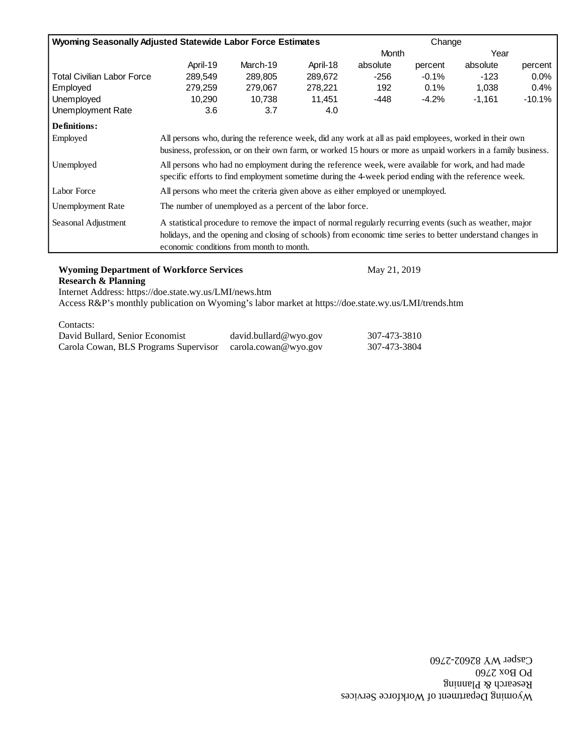| Wyoming Seasonally Adjusted Statewide Labor Force Estimates | | | | Change | | | |
|---|---|---|---|---|---|---|---|
| | | | | Month | | Year | |
| | April-19 | March-19 | April-18 | absolute | percent | absolute | percent |
| Total Civilian Labor Force | 289,549 | 289,805 | 289,672 | -256 | -0.1% | -123 | 0.0% |
| Employed | 279,259 | 279,067 | 278,221 | 192 | 0.1% | 1,038 | 0.4% |
| Unemployed | 10,290 | 10,738 | 11,451 | -448 | -4.2% | -1,161 | -10.1% |
| Unemployment Rate | 3.6 | 3.7 | 4.0 | | | | |

**Definitions:**

| | |
|---|---|
| Employed | All persons who, during the reference week, did any work at all as paid employees, worked in their own business, profession, or on their own farm, or worked 15 hours or more as unpaid workers in a family business. |
| Unemployed | All persons who had no employment during the reference week, were available for work, and had made specific efforts to find employment sometime during the 4-week period ending with the reference week. |
| Labor Force | All persons who meet the criteria given above as either employed or unemployed. |
| Unemployment Rate | The number of unemployed as a percent of the labor force. |
| Seasonal Adjustment | A statistical procedure to remove the impact of normal regularly recurring events (such as weather, major holidays, and the opening and closing of schools) from economic time series to better understand changes in economic conditions from month to month. |

**Wyoming Department of Workforce Services**
**Research & Planning**
May 21, 2019

Internet Address: https://doe.state.wy.us/LMI/news.htm
Access R&P's monthly publication on Wyoming's labor market at https://doe.state.wy.us/LMI/trends.htm

Contacts:

| | | |
|---|---|---|
| David Bullard, Senior Economist | david.bullard@wyo.gov | 307-473-3810 |
| Carola Cowan, BLS Programs Supervisor | carola.cowan@wyo.gov | 307-473-3804 |

Wyoming Department of Workforce Services
Research & Planning
PO Box 2760
Casper WY 82602-2760